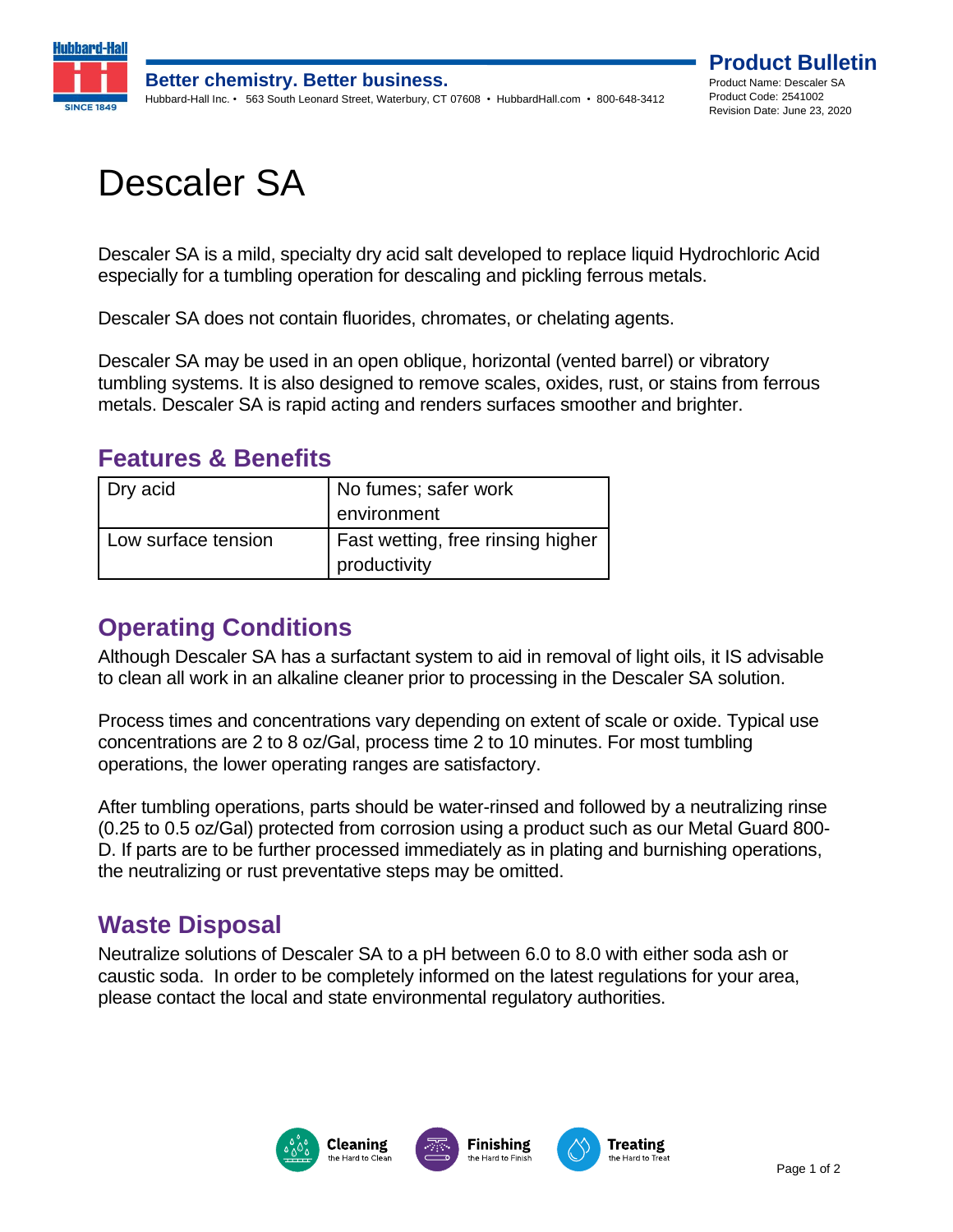# Descaler SA

Descaler SA is a mild, specialty dry acid salt developed to replace liquid Hydrochloric Acid especially for a tumbling operation for descaling and pickling ferrous metals.

Descaler SA does not contain fluorides, chromates, or chelating agents.

Descaler SA may be used in an open oblique, horizontal (vented barrel) or vibratory tumbling systems. It is also designed to remove scales, oxides, rust, or stains from ferrous metals. Descaler SA is rapid acting and renders surfaces smoother and brighter.

## Features & Benefits

| | |
|---|---|
| Dry acid | No fumes; safer work environment |
| Low surface tension | Fast wetting, free rinsing higher productivity |

## Operating Conditions

Although Descaler SA has a surfactant system to aid in removal of light oils, it IS advisable to clean all work in an alkaline cleaner prior to processing in the Descaler SA solution.

Process times and concentrations vary depending on extent of scale or oxide. Typical use concentrations are 2 to 8 oz/Gal, process time 2 to 10 minutes. For most tumbling operations, the lower operating ranges are satisfactory.

After tumbling operations, parts should be water-rinsed and followed by a neutralizing rinse (0.25 to 0.5 oz/Gal) protected from corrosion using a product such as our Metal Guard 800-D. If parts are to be further processed immediately as in plating and burnishing operations, the neutralizing or rust preventative steps may be omitted.

## Waste Disposal

Neutralize solutions of Descaler SA to a pH between 6.0 to 8.0 with either soda ash or caustic soda. In order to be completely informed on the latest regulations for your area, please contact the local and state environmental regulatory authorities.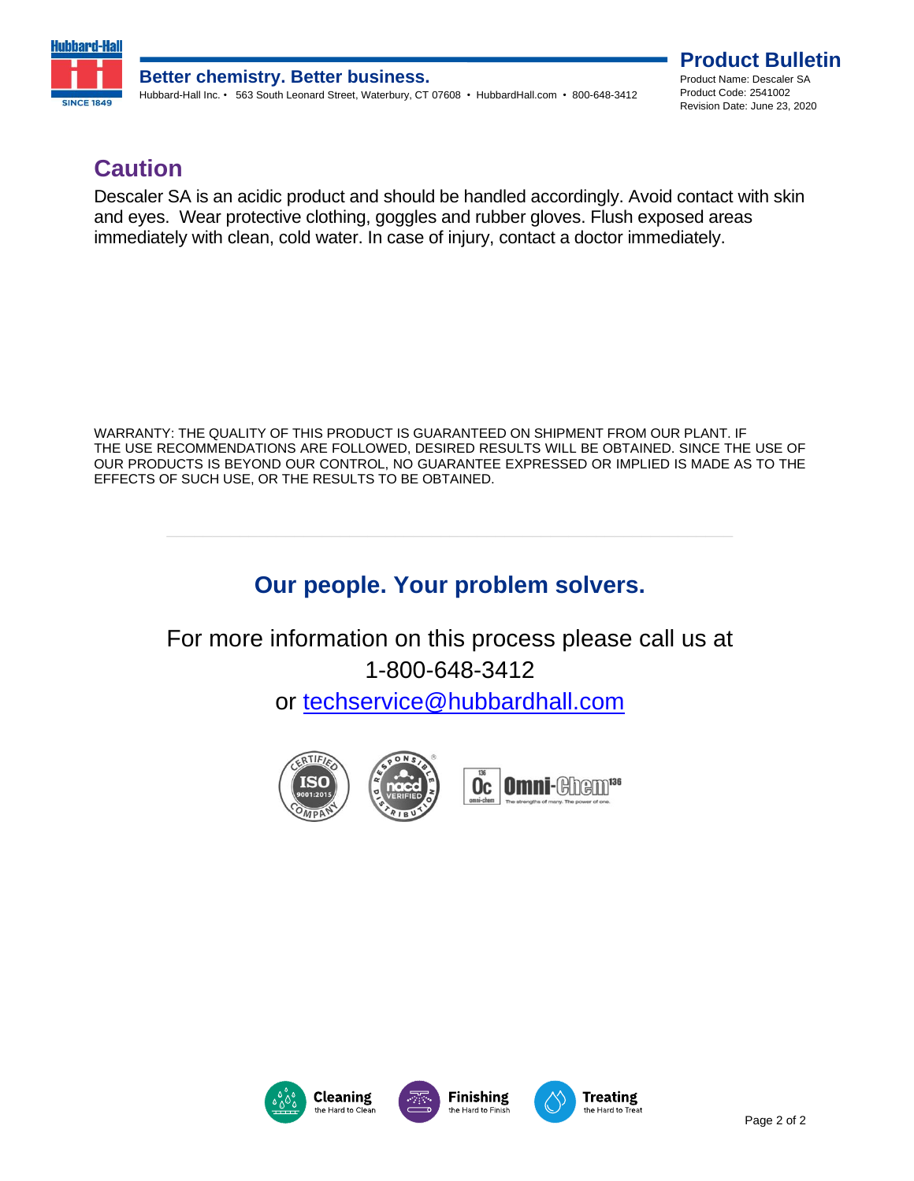## Caution

Descaler SA is an acidic product and should be handled accordingly. Avoid contact with skin and eyes. Wear protective clothing, goggles and rubber gloves. Flush exposed areas immediately with clean, cold water. In case of injury, contact a doctor immediately.

WARRANTY: THE QUALITY OF THIS PRODUCT IS GUARANTEED ON SHIPMENT FROM OUR PLANT. IF THE USE RECOMMENDATIONS ARE FOLLOWED, DESIRED RESULTS WILL BE OBTAINED. SINCE THE USE OF OUR PRODUCTS IS BEYOND OUR CONTROL, NO GUARANTEE EXPRESSED OR IMPLIED IS MADE AS TO THE EFFECTS OF SUCH USE, OR THE RESULTS TO BE OBTAINED.

---

## Our people. Your problem solvers.

For more information on this process please call us at 1-800-648-3412

or techservice@hubbardhall.com